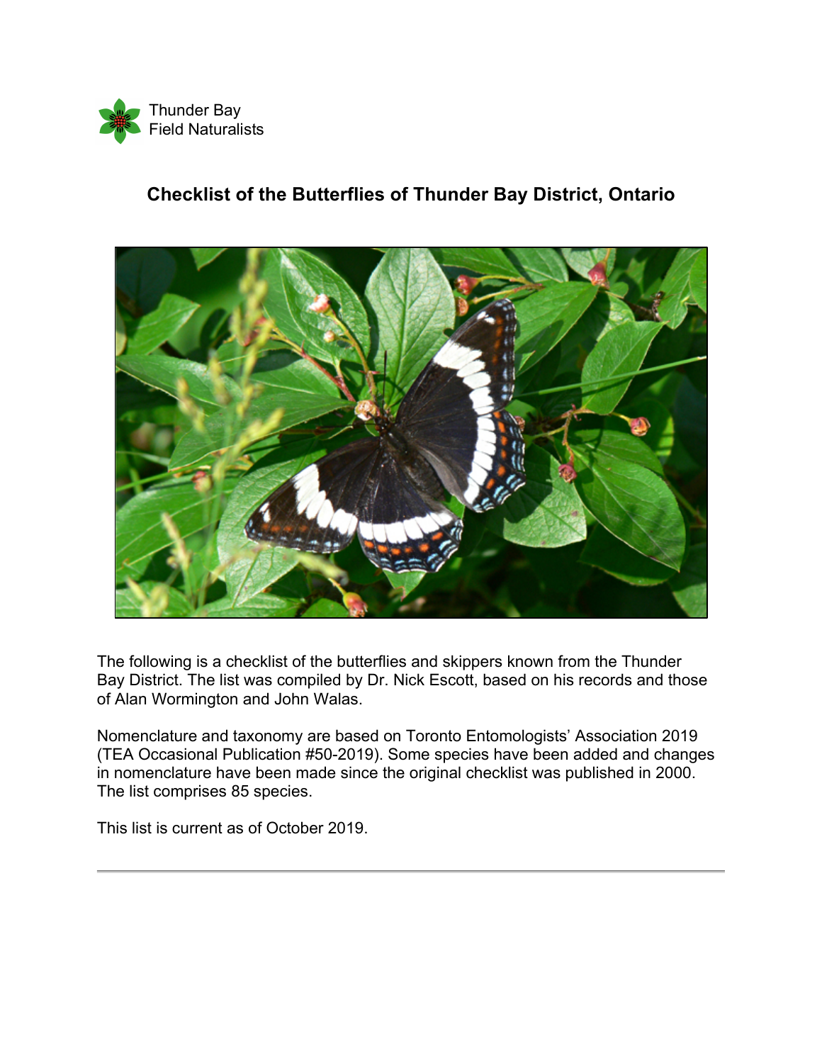Thunder Bay
Field Naturalists

# Checklist of the Butterflies of Thunder Bay District, Ontario

The following is a checklist of the butterflies and skippers known from the Thunder Bay District. The list was compiled by Dr. Nick Escott, based on his records and those of Alan Wormington and John Walas.

Nomenclature and taxonomy are based on Toronto Entomologists' Association 2019 (TEA Occasional Publication #50-2019). Some species have been added and changes in nomenclature have been made since the original checklist was published in 2000. The list comprises 85 species.

This list is current as of October 2019.

---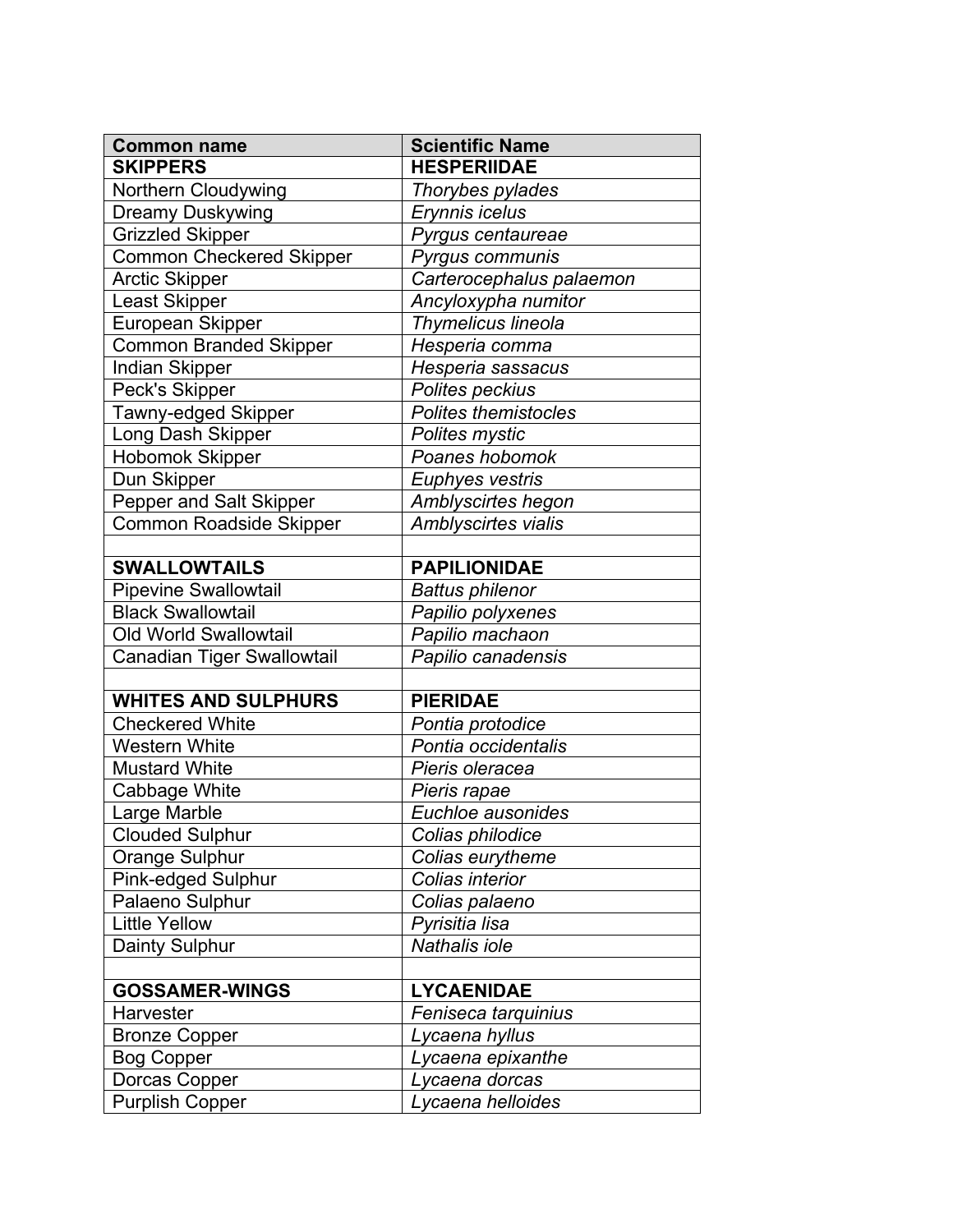| **Common name** | **Scientific Name** |
|---|---|
| **SKIPPERS** | **HESPERIIDAE** |
| Northern Cloudywing | *Thorybes pylades* |
| Dreamy Duskywing | *Erynnis icelus* |
| Grizzled Skipper | *Pyrgus centaureae* |
| Common Checkered Skipper | *Pyrgus communis* |
| Arctic Skipper | *Carterocephalus palaemon* |
| Least Skipper | *Ancyloxypha numitor* |
| European Skipper | *Thymelicus lineola* |
| Common Branded Skipper | *Hesperia comma* |
| Indian Skipper | *Hesperia sassacus* |
| Peck's Skipper | *Polites peckius* |
| Tawny-edged Skipper | *Polites themistocles* |
| Long Dash Skipper | *Polites mystic* |
| Hobomok Skipper | *Poanes hobomok* |
| Dun Skipper | *Euphyes vestris* |
| Pepper and Salt Skipper | *Amblyscirtes hegon* |
| Common Roadside Skipper | *Amblyscirtes vialis* |
| | |
| **SWALLOWTAILS** | **PAPILIONIDAE** |
| Pipevine Swallowtail | *Battus philenor* |
| Black Swallowtail | *Papilio polyxenes* |
| Old World Swallowtail | *Papilio machaon* |
| Canadian Tiger Swallowtail | *Papilio canadensis* |
| | |
| **WHITES AND SULPHURS** | **PIERIDAE** |
| Checkered White | *Pontia protodice* |
| Western White | *Pontia occidentalis* |
| Mustard White | *Pieris oleracea* |
| Cabbage White | *Pieris rapae* |
| Large Marble | *Euchloe ausonides* |
| Clouded Sulphur | *Colias philodice* |
| Orange Sulphur | *Colias eurytheme* |
| Pink-edged Sulphur | *Colias interior* |
| Palaeno Sulphur | *Colias palaeno* |
| Little Yellow | *Pyrisitia lisa* |
| Dainty Sulphur | *Nathalis iole* |
| | |
| **GOSSAMER-WINGS** | **LYCAENIDAE** |
| Harvester | *Feniseca tarquinius* |
| Bronze Copper | *Lycaena hyllus* |
| Bog Copper | *Lycaena epixanthe* |
| Dorcas Copper | *Lycaena dorcas* |
| Purplish Copper | *Lycaena helloides* |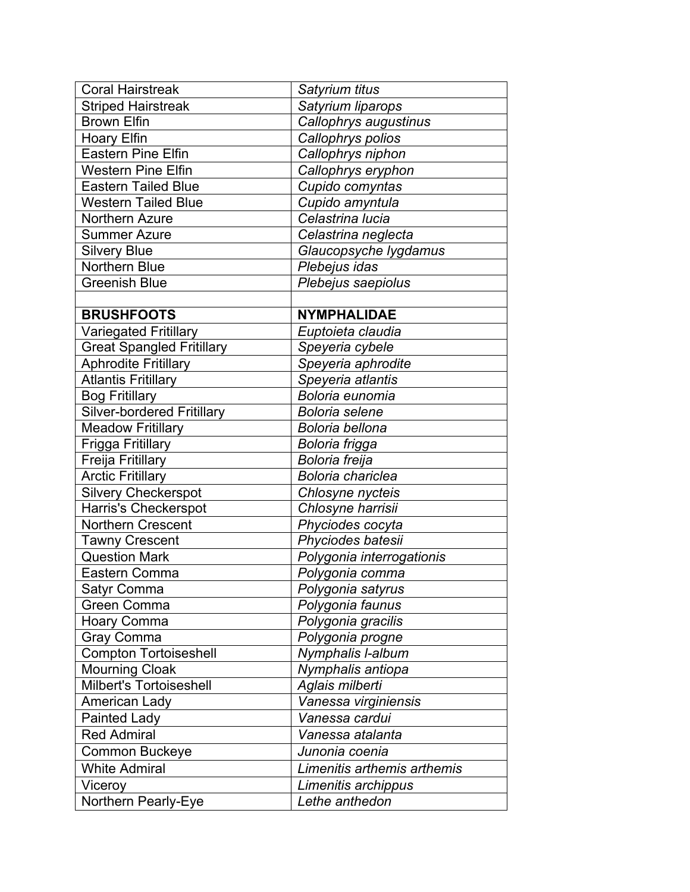| Coral Hairstreak | *Satyrium titus* |
|---|---|
| Striped Hairstreak | *Satyrium liparops* |
| Brown Elfin | *Callophrys augustinus* |
| Hoary Elfin | *Callophrys polios* |
| Eastern Pine Elfin | *Callophrys niphon* |
| Western Pine Elfin | *Callophrys eryphon* |
| Eastern Tailed Blue | *Cupido comyntas* |
| Western Tailed Blue | *Cupido amyntula* |
| Northern Azure | *Celastrina lucia* |
| Summer Azure | *Celastrina neglecta* |
| Silvery Blue | *Glaucopsyche lygdamus* |
| Northern Blue | *Plebejus idas* |
| Greenish Blue | *Plebejus saepiolus* |
| | |
| **BRUSHFOOTS** | **NYMPHALIDAE** |
| Variegated Fritillary | *Euptoieta claudia* |
| Great Spangled Fritillary | *Speyeria cybele* |
| Aphrodite Fritillary | *Speyeria aphrodite* |
| Atlantis Fritillary | *Speyeria atlantis* |
| Bog Fritillary | *Boloria eunomia* |
| Silver-bordered Fritillary | *Boloria selene* |
| Meadow Fritillary | *Boloria bellona* |
| Frigga Fritillary | *Boloria frigga* |
| Freija Fritillary | *Boloria freija* |
| Arctic Fritillary | *Boloria chariclea* |
| Silvery Checkerspot | *Chlosyne nycteis* |
| Harris's Checkerspot | *Chlosyne harrisii* |
| Northern Crescent | *Phyciodes cocyta* |
| Tawny Crescent | *Phyciodes batesii* |
| Question Mark | *Polygonia interrogationis* |
| Eastern Comma | *Polygonia comma* |
| Satyr Comma | *Polygonia satyrus* |
| Green Comma | *Polygonia faunus* |
| Hoary Comma | *Polygonia gracilis* |
| Gray Comma | *Polygonia progne* |
| Compton Tortoiseshell | *Nymphalis l-album* |
| Mourning Cloak | *Nymphalis antiopa* |
| Milbert's Tortoiseshell | *Aglais milberti* |
| American Lady | *Vanessa virginiensis* |
| Painted Lady | *Vanessa cardui* |
| Red Admiral | *Vanessa atalanta* |
| Common Buckeye | *Junonia coenia* |
| White Admiral | *Limenitis arthemis arthemis* |
| Viceroy | *Limenitis archippus* |
| Northern Pearly-Eye | *Lethe anthedon* |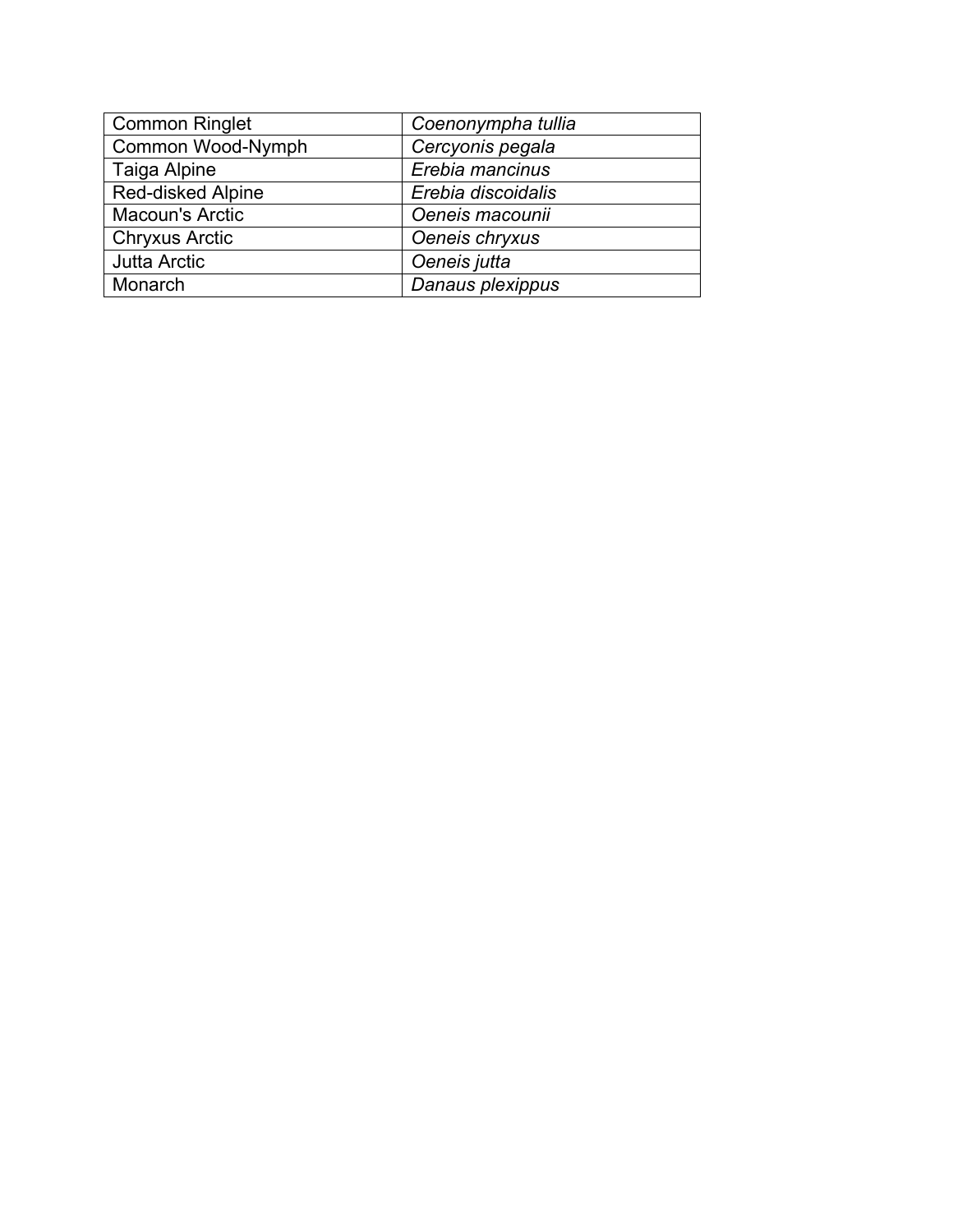| | |
|---|---|
| Common Ringlet | *Coenonympha tullia* |
| Common Wood-Nymph | *Cercyonis pegala* |
| Taiga Alpine | *Erebia mancinus* |
| Red-disked Alpine | *Erebia discoidalis* |
| Macoun's Arctic | *Oeneis macounii* |
| Chryxus Arctic | *Oeneis chryxus* |
| Jutta Arctic | *Oeneis jutta* |
| Monarch | *Danaus plexippus* |